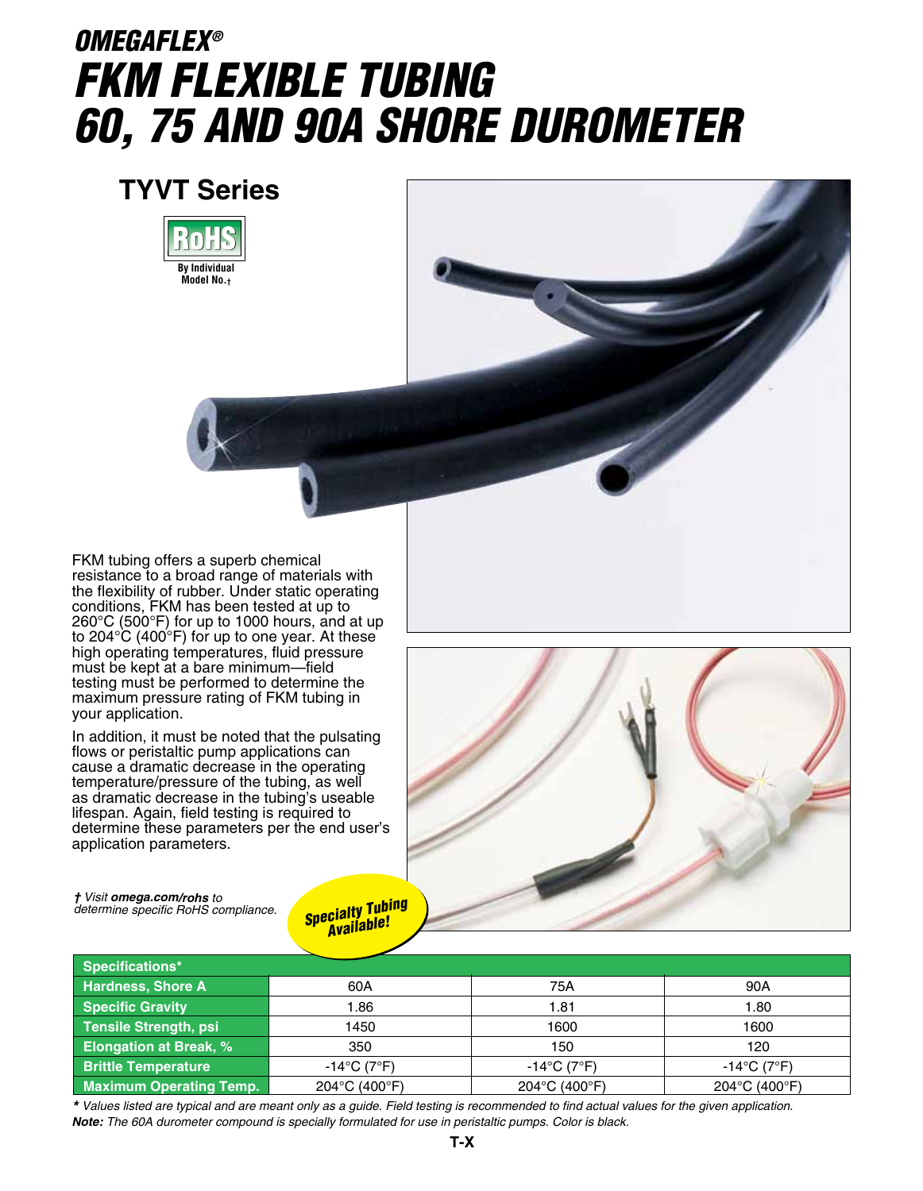# OMEGAFLEX®
# FKM FLEXIBLE TUBING 60, 75 AND 90A SHORE DUROMETER

## TYVT Series

RoHS
By Individual Model No.†

FKM tubing offers a superb chemical resistance to a broad range of materials with the flexibility of rubber. Under static operating conditions, FKM has been tested at up to 260°C (500°F) for up to 1000 hours, and at up to 204°C (400°F) for up to one year. At these high operating temperatures, fluid pressure must be kept at a bare minimum—field testing must be performed to determine the maximum pressure rating of FKM tubing in your application.

In addition, it must be noted that the pulsating flows or peristaltic pump applications can cause a dramatic decrease in the operating temperature/pressure of the tubing, as well as dramatic decrease in the tubing's useable lifespan. Again, field testing is required to determine these parameters per the end user's application parameters.

*† Visit **omega.com/rohs** to determine specific RoHS compliance.*

**Specialty Tubing Available!**

| Specifications* | | | |
|---|---|---|---|
| **Hardness, Shore A** | 60A | 75A | 90A |
| **Specific Gravity** | 1.86 | 1.81 | 1.80 |
| **Tensile Strength, psi** | 1450 | 1600 | 1600 |
| **Elongation at Break, %** | 350 | 150 | 120 |
| **Brittle Temperature** | -14°C (7°F) | -14°C (7°F) | -14°C (7°F) |
| **Maximum Operating Temp.** | 204°C (400°F) | 204°C (400°F) | 204°C (400°F) |

*\* Values listed are typical and are meant only as a guide. Field testing is recommended to find actual values for the given application.*

***Note:** The 60A durometer compound is specially formulated for use in peristaltic pumps. Color is black.*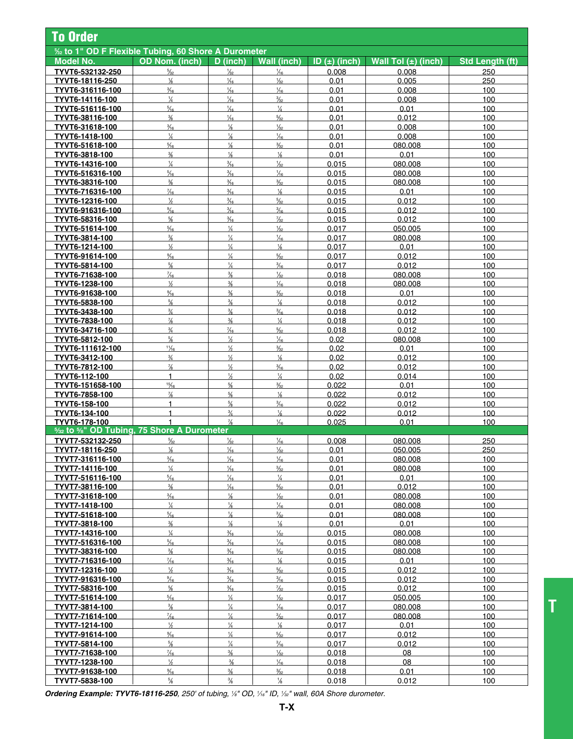## To Order

| Model No. | OD Nom. (inch) | D (inch) | Wall (inch) | ID (±) (inch) | Wall Tol (±) (inch) | Std Length (ft) |
|---|---|---|---|---|---|---|
| **5⁄32 to 1" OD F Flexible Tubing, 60 Shore A Durometer** | | | | | | |
| TYVT6-532132-250 | 5⁄32 | 1⁄32 | 1⁄16 | 0.008 | 0.008 | 250 |
| TYVT6-18116-250 | 1⁄8 | 1⁄16 | 1⁄32 | 0.01 | 0.005 | 250 |
| TYVT6-316116-100 | 3⁄16 | 1⁄16 | 1⁄16 | 0.01 | 0.008 | 100 |
| TYVT6-14116-100 | 1⁄4 | 1⁄16 | 3⁄32 | 0.01 | 0.008 | 100 |
| TYVT6-516116-100 | 5⁄16 | 1⁄16 | 1⁄8 | 0.01 | 0.01 | 100 |
| TYVT6-38116-100 | 3⁄8 | 1⁄16 | 5⁄32 | 0.01 | 0.012 | 100 |
| TYVT6-31618-100 | 3⁄16 | 1⁄8 | 1⁄32 | 0.01 | 0.008 | 100 |
| TYVT6-1418-100 | 1⁄4 | 1⁄8 | 1⁄16 | 0.01 | 0.008 | 100 |
| TYVT6-51618-100 | 5⁄16 | 1⁄8 | 3⁄32 | 0.01 | 080.008 | 100 |
| TYVT6-3818-100 | 3⁄8 | 1⁄8 | 1⁄8 | 0.01 | 0.01 | 100 |
| TYVT6-14316-100 | 1⁄4 | 3⁄16 | 1⁄32 | 0.015 | 080.008 | 100 |
| TYVT6-516316-100 | 5⁄16 | 3⁄16 | 1⁄16 | 0.015 | 080.008 | 100 |
| TYVT6-38316-100 | 3⁄8 | 3⁄16 | 3⁄32 | 0.015 | 080.008 | 100 |
| TYVT6-716316-100 | 7⁄16 | 3⁄16 | 1⁄8 | 0.015 | 0.01 | 100 |
| TYVT6-12316-100 | 1⁄2 | 3⁄16 | 5⁄32 | 0.015 | 0.012 | 100 |
| TYVT6-916316-100 | 9⁄16 | 3⁄16 | 3⁄16 | 0.015 | 0.012 | 100 |
| TYVT6-58316-100 | 5⁄8 | 3⁄16 | 7⁄32 | 0.015 | 0.012 | 100 |
| TYVT6-51614-100 | 5⁄16 | 1⁄4 | 1⁄32 | 0.017 | 050.005 | 100 |
| TYVT6-3814-100 | 3⁄8 | 1⁄4 | 1⁄16 | 0.017 | 080.008 | 100 |
| TYVT6-1214-100 | 1⁄2 | 1⁄4 | 1⁄8 | 0.017 | 0.01 | 100 |
| TYVT6-91614-100 | 9⁄16 | 1⁄4 | 5⁄32 | 0.017 | 0.012 | 100 |
| TYVT6-5814-100 | 5⁄8 | 1⁄4 | 3⁄16 | 0.017 | 0.012 | 100 |
| TYVT6-71638-100 | 7⁄16 | 3⁄8 | 1⁄32 | 0.018 | 080.008 | 100 |
| TYVT6-1238-100 | 1⁄2 | 3⁄8 | 1⁄16 | 0.018 | 080.008 | 100 |
| TYVT6-91638-100 | 9⁄16 | 3⁄8 | 3⁄32 | 0.018 | 0.01 | 100 |
| TYVT6-5838-100 | 5⁄8 | 3⁄8 | 1⁄8 | 0.018 | 0.012 | 100 |
| TYVT6-3438-100 | 3⁄4 | 3⁄8 | 3⁄16 | 0.018 | 0.012 | 100 |
| TYVT6-7838-100 | 7⁄8 | 3⁄8 | 1⁄4 | 0.018 | 0.012 | 100 |
| TYVT6-34716-100 | 3⁄4 | 7⁄16 | 5⁄32 | 0.018 | 0.012 | 100 |
| TYVT6-5812-100 | 5⁄8 | 1⁄2 | 1⁄16 | 0.02 | 080.008 | 100 |
| TYVT6-111612-100 | 11⁄16 | 1⁄2 | 3⁄32 | 0.02 | 0.01 | 100 |
| TYVT6-3412-100 | 3⁄4 | 1⁄2 | 1⁄8 | 0.02 | 0.012 | 100 |
| TYVT6-7812-100 | 7⁄8 | 1⁄2 | 3⁄16 | 0.02 | 0.012 | 100 |
| TYVT6-112-100 | 1 | 1⁄2 | 1⁄4 | 0.02 | 0.014 | 100 |
| TYVT6-151658-100 | 15⁄16 | 5⁄8 | 3⁄32 | 0.022 | 0.01 | 100 |
| TYVT6-7858-100 | 7⁄8 | 5⁄8 | 1⁄8 | 0.022 | 0.012 | 100 |
| TYVT6-158-100 | 1 | 5⁄8 | 3⁄16 | 0.022 | 0.012 | 100 |
| TYVT6-134-100 | 1 | 3⁄4 | 1⁄8 | 0.022 | 0.012 | 100 |
| TYVT6-178-100 | 1 | 7⁄8 | 1⁄16 | 0.025 | 0.01 | 100 |
| **5⁄32 to 5⁄8" OD Tubing, 75 Shore A Durometer** | | | | | | |
| TYVT7-532132-250 | 5⁄32 | 1⁄32 | 1⁄16 | 0.008 | 080.008 | 250 |
| TYVT7-18116-250 | 1⁄8 | 1⁄16 | 1⁄32 | 0.01 | 050.005 | 250 |
| TYVT7-316116-100 | 3⁄16 | 1⁄16 | 1⁄16 | 0.01 | 080.008 | 100 |
| TYVT7-14116-100 | 1⁄4 | 1⁄16 | 3⁄32 | 0.01 | 080.008 | 100 |
| TYVT7-516116-100 | 5⁄16 | 1⁄16 | 1⁄8 | 0.01 | 0.01 | 100 |
| TYVT7-38116-100 | 3⁄8 | 1⁄16 | 5⁄32 | 0.01 | 0.012 | 100 |
| TYVT7-31618-100 | 3⁄16 | 1⁄8 | 1⁄32 | 0.01 | 080.008 | 100 |
| TYVT7-1418-100 | 1⁄4 | 1⁄8 | 1⁄16 | 0.01 | 080.008 | 100 |
| TYVT7-51618-100 | 5⁄16 | 1⁄8 | 3⁄32 | 0.01 | 080.008 | 100 |
| TYVT7-3818-100 | 3⁄8 | 1⁄8 | 1⁄8 | 0.01 | 0.01 | 100 |
| TYVT7-14316-100 | 1⁄4 | 3⁄16 | 1⁄32 | 0.015 | 080.008 | 100 |
| TYVT7-516316-100 | 5⁄16 | 3⁄16 | 1⁄16 | 0.015 | 080.008 | 100 |
| TYVT7-38316-100 | 3⁄8 | 3⁄16 | 3⁄32 | 0.015 | 080.008 | 100 |
| TYVT7-716316-100 | 7⁄16 | 3⁄16 | 1⁄8 | 0.015 | 0.01 | 100 |
| TYVT7-12316-100 | 1⁄2 | 3⁄16 | 5⁄32 | 0.015 | 0.012 | 100 |
| TYVT7-916316-100 | 9⁄16 | 3⁄16 | 3⁄16 | 0.015 | 0.012 | 100 |
| TYVT7-58316-100 | 5⁄8 | 3⁄16 | 7⁄32 | 0.015 | 0.012 | 100 |
| TYVT7-51614-100 | 5⁄16 | 1⁄4 | 1⁄32 | 0.017 | 050.005 | 100 |
| TYVT7-3814-100 | 3⁄8 | 1⁄4 | 1⁄16 | 0.017 | 080.008 | 100 |
| TYVT7-71614-100 | 7⁄16 | 1⁄4 | 3⁄32 | 0.017 | 080.008 | 100 |
| TYVT7-1214-100 | 1⁄2 | 1⁄4 | 1⁄8 | 0.017 | 0.01 | 100 |
| TYVT7-91614-100 | 9⁄16 | 1⁄4 | 5⁄32 | 0.017 | 0.012 | 100 |
| TYVT7-5814-100 | 5⁄8 | 1⁄4 | 3⁄16 | 0.017 | 0.012 | 100 |
| TYVT7-71638-100 | 7⁄16 | 3⁄8 | 1⁄32 | 0.018 | 08 | 100 |
| TYVT7-1238-100 | 1⁄2 | 3⁄8 | 1⁄16 | 0.018 | 08 | 100 |
| TYVT7-91638-100 | 9⁄16 | 3⁄8 | 3⁄32 | 0.018 | 0.01 | 100 |
| TYVT7-5838-100 | 5⁄8 | 3⁄8 | 1⁄8 | 0.018 | 0.012 | 100 |

***Ordering Example: TYVT6-18116-250**, 250' of tubing, 1⁄8" OD, 1⁄16" ID, 1⁄32" wall, 60A Shore durometer.*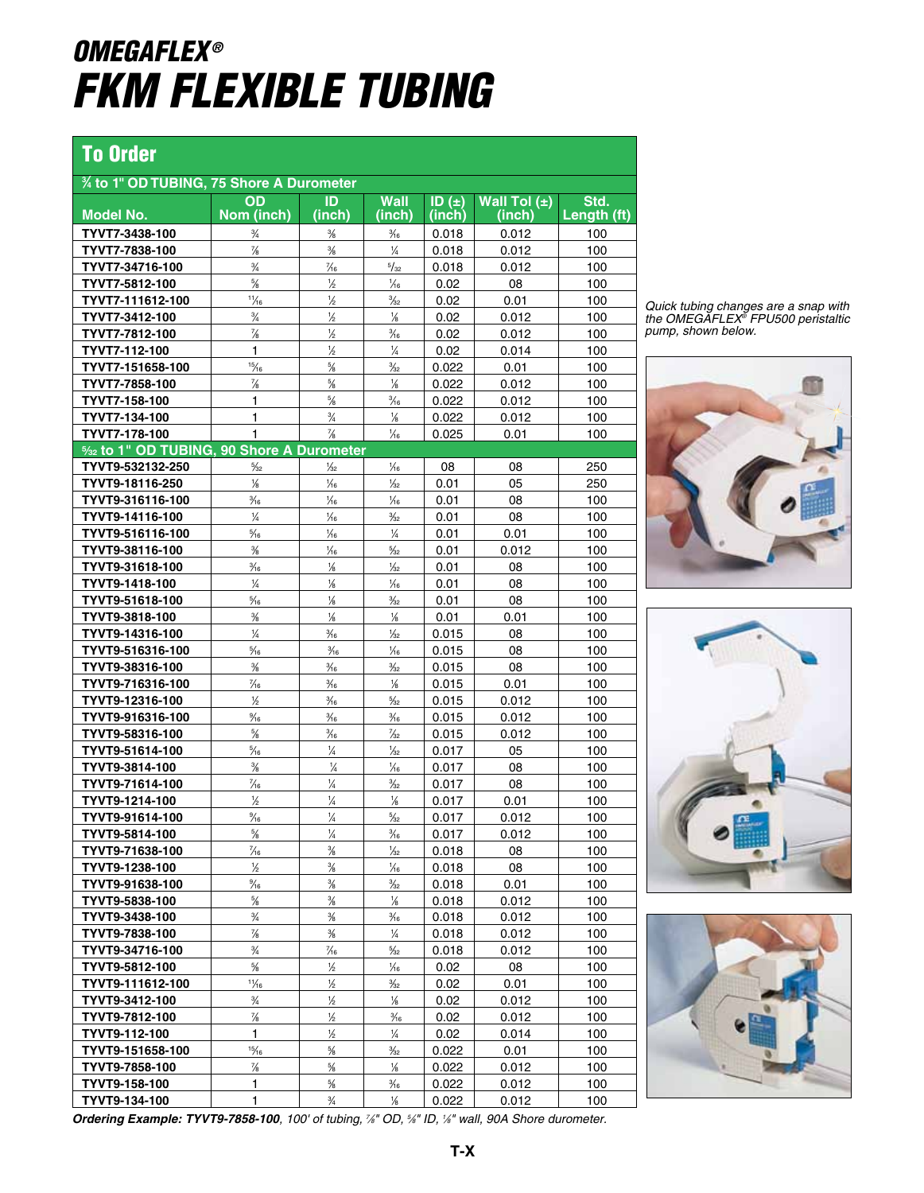# OMEGAFLEX®

# FKM FLEXIBLE TUBING

## To Order

| Model No. | OD Nom (inch) | ID (inch) | Wall (inch) | ID (±) (inch) | Wall Tol (±) (inch) | Std. Length (ft) |
|---|---|---|---|---|---|---|
| **¾ to 1" OD TUBING, 75 Shore A Durometer** | | | | | | |
| TYVT7-3438-100 | ¾ | ⅜ | 3⁄16 | 0.018 | 0.012 | 100 |
| TYVT7-7838-100 | ⅞ | ⅜ | ¼ | 0.018 | 0.012 | 100 |
| TYVT7-34716-100 | ¾ | 7⁄16 | 5⁄32 | 0.018 | 0.012 | 100 |
| TYVT7-5812-100 | ⅝ | ½ | 1⁄16 | 0.02 | 08 | 100 |
| TYVT7-111612-100 | 11⁄16 | ½ | 3⁄32 | 0.02 | 0.01 | 100 |
| TYVT7-3412-100 | ¾ | ½ | ⅛ | 0.02 | 0.012 | 100 |
| TYVT7-7812-100 | ⅞ | ½ | 3⁄16 | 0.02 | 0.012 | 100 |
| TYVT7-112-100 | 1 | ½ | ¼ | 0.02 | 0.014 | 100 |
| TYVT7-151658-100 | 15⁄16 | ⅝ | 3⁄32 | 0.022 | 0.01 | 100 |
| TYVT7-7858-100 | ⅞ | ⅝ | ⅛ | 0.022 | 0.012 | 100 |
| TYVT7-158-100 | 1 | ⅝ | 3⁄16 | 0.022 | 0.012 | 100 |
| TYVT7-134-100 | 1 | ¾ | ⅛ | 0.022 | 0.012 | 100 |
| TYVT7-178-100 | 1 | ⅞ | 1⁄16 | 0.025 | 0.01 | 100 |
| **5⁄32 to 1" OD TUBING, 90 Shore A Durometer** | | | | | | |
| TYVT9-532132-250 | 5⁄32 | 1⁄32 | 1⁄16 | 08 | 08 | 250 |
| TYVT9-18116-250 | ⅛ | 1⁄16 | 1⁄32 | 0.01 | 05 | 250 |
| TYVT9-316116-100 | 3⁄16 | 1⁄16 | 1⁄16 | 0.01 | 08 | 100 |
| TYVT9-14116-100 | ¼ | 1⁄16 | 3⁄32 | 0.01 | 08 | 100 |
| TYVT9-516116-100 | 5⁄16 | 1⁄16 | ¼ | 0.01 | 0.01 | 100 |
| TYVT9-38116-100 | ⅜ | 1⁄16 | 5⁄32 | 0.01 | 0.012 | 100 |
| TYVT9-31618-100 | 3⁄16 | ⅛ | 1⁄32 | 0.01 | 08 | 100 |
| TYVT9-1418-100 | ¼ | ⅛ | 1⁄16 | 0.01 | 08 | 100 |
| TYVT9-51618-100 | 5⁄16 | ⅛ | 3⁄32 | 0.01 | 08 | 100 |
| TYVT9-3818-100 | ⅜ | ⅛ | ⅛ | 0.01 | 0.01 | 100 |
| TYVT9-14316-100 | ¼ | 3⁄16 | 1⁄32 | 0.015 | 08 | 100 |
| TYVT9-516316-100 | 5⁄16 | 3⁄16 | 1⁄16 | 0.015 | 08 | 100 |
| TYVT9-38316-100 | ⅜ | 3⁄16 | 3⁄32 | 0.015 | 08 | 100 |
| TYVT9-716316-100 | 7⁄16 | 3⁄16 | ⅛ | 0.015 | 0.01 | 100 |
| TYVT9-12316-100 | ½ | 3⁄16 | 5⁄32 | 0.015 | 0.012 | 100 |
| TYVT9-916316-100 | 9⁄16 | 3⁄16 | 3⁄16 | 0.015 | 0.012 | 100 |
| TYVT9-58316-100 | ⅝ | 3⁄16 | 7⁄32 | 0.015 | 0.012 | 100 |
| TYVT9-51614-100 | 5⁄16 | ¼ | 1⁄32 | 0.017 | 05 | 100 |
| TYVT9-3814-100 | ⅜ | ¼ | 1⁄16 | 0.017 | 08 | 100 |
| TYVT9-71614-100 | 7⁄16 | ¼ | 3⁄32 | 0.017 | 08 | 100 |
| TYVT9-1214-100 | ½ | ¼ | ⅛ | 0.017 | 0.01 | 100 |
| TYVT9-91614-100 | 9⁄16 | ¼ | 5⁄32 | 0.017 | 0.012 | 100 |
| TYVT9-5814-100 | ⅝ | ¼ | 3⁄16 | 0.017 | 0.012 | 100 |
| TYVT9-71638-100 | 7⁄16 | ⅜ | 1⁄32 | 0.018 | 08 | 100 |
| TYVT9-1238-100 | ½ | ⅜ | 1⁄16 | 0.018 | 08 | 100 |
| TYVT9-91638-100 | 9⁄16 | ⅜ | 3⁄32 | 0.018 | 0.01 | 100 |
| TYVT9-5838-100 | ⅝ | ⅜ | ⅛ | 0.018 | 0.012 | 100 |
| TYVT9-3438-100 | ¾ | ⅜ | 3⁄16 | 0.018 | 0.012 | 100 |
| TYVT9-7838-100 | ⅞ | ⅜ | ¼ | 0.018 | 0.012 | 100 |
| TYVT9-34716-100 | ¾ | 7⁄16 | 5⁄32 | 0.018 | 0.012 | 100 |
| TYVT9-5812-100 | ⅝ | ½ | 1⁄16 | 0.02 | 08 | 100 |
| TYVT9-111612-100 | 11⁄16 | ½ | 3⁄32 | 0.02 | 0.01 | 100 |
| TYVT9-3412-100 | ¾ | ½ | ⅛ | 0.02 | 0.012 | 100 |
| TYVT9-7812-100 | ⅞ | ½ | 3⁄16 | 0.02 | 0.012 | 100 |
| TYVT9-112-100 | 1 | ½ | ¼ | 0.02 | 0.014 | 100 |
| TYVT9-151658-100 | 15⁄16 | ⅝ | 3⁄32 | 0.022 | 0.01 | 100 |
| TYVT9-7858-100 | ⅞ | ⅝ | ⅛ | 0.022 | 0.012 | 100 |
| TYVT9-158-100 | 1 | ⅝ | 3⁄16 | 0.022 | 0.012 | 100 |
| TYVT9-134-100 | 1 | ¾ | ⅛ | 0.022 | 0.012 | 100 |

***Ordering Example: TYVT9-7858-100**, 100' of tubing, ⅞" OD, ⅝" ID, ⅛" wall, 90A Shore durometer.*

*Quick tubing changes are a snap with the OMEGAFLEX® FPU500 peristaltic pump, shown below.*